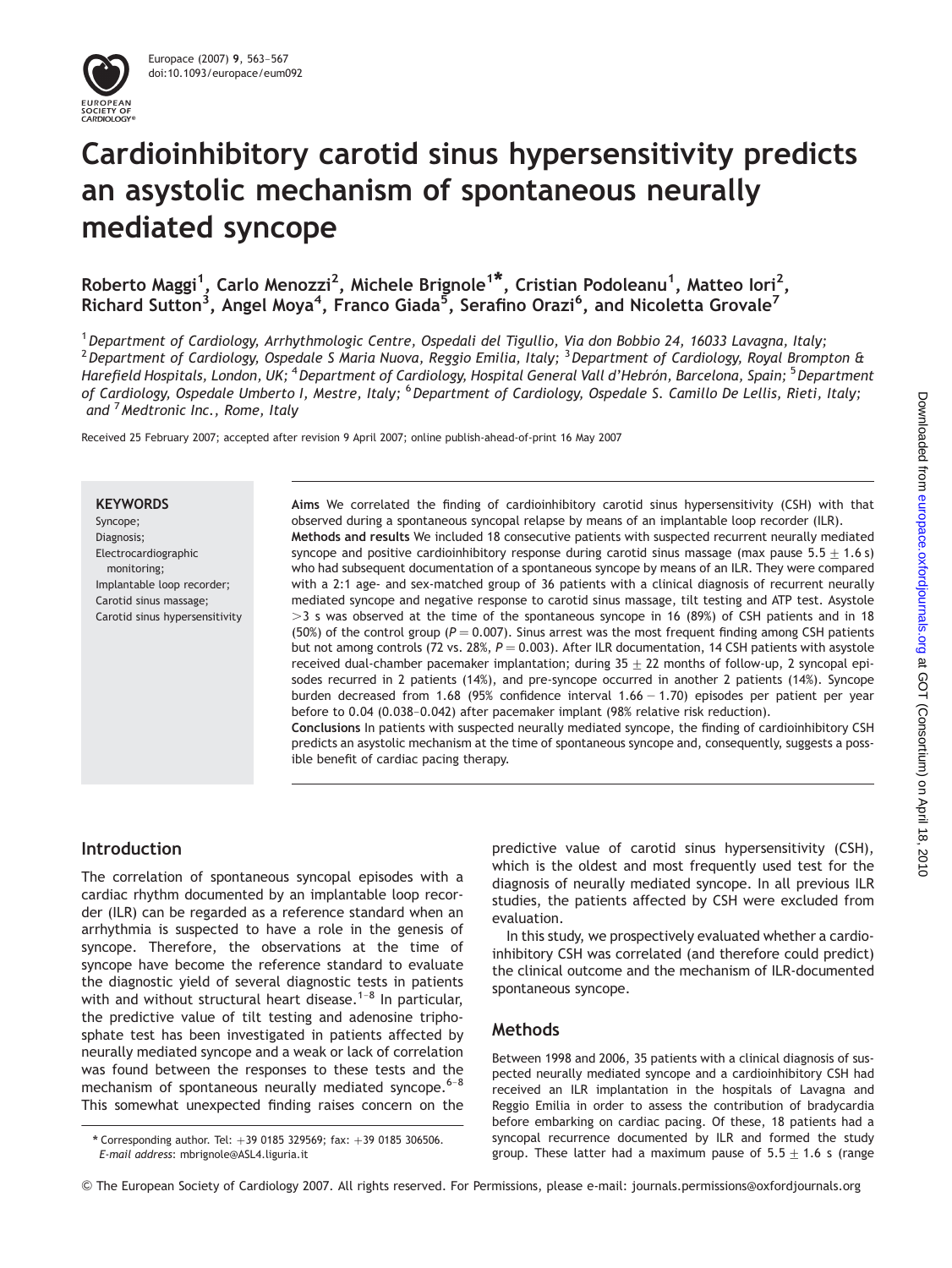# Cardioinhibitory carotid sinus hypersensitivity predicts an asystolic mechanism of spontaneous neurally mediated syncope

**Roberto Maggi[1], Carlo Menozzi[2], Michele Brignole[1]*, Cristian Podoleanu[1], Matteo Iori[2], Richard Sutton[3], Angel Moya[4], Franco Giada[5], Serafino Orazi[6], and Nicoletta Grovale[7]**

[1] *Department of Cardiology, Arrhythmologic Centre, Ospedali del Tigullio, Via don Bobbio 24, 16033 Lavagna, Italy;* [2] *Department of Cardiology, Ospedale S Maria Nuova, Reggio Emilia, Italy;* [3] *Department of Cardiology, Royal Brompton & Harefield Hospitals, London, UK;* [4] *Department of Cardiology, Hospital General Vall d'Hebrón, Barcelona, Spain;* [5] *Department of Cardiology, Ospedale Umberto I, Mestre, Italy;* [6] *Department of Cardiology, Ospedale S. Camillo De Lellis, Rieti, Italy; and* [7] *Medtronic Inc., Rome, Italy*

Received 25 February 2007; accepted after revision 9 April 2007; online publish-ahead-of-print 16 May 2007

**KEYWORDS**
Syncope;
Diagnosis;
Electrocardiographic monitoring;
Implantable loop recorder;
Carotid sinus massage;
Carotid sinus hypersensitivity

**Aims** We correlated the finding of cardioinhibitory carotid sinus hypersensitivity (CSH) with that observed during a spontaneous syncopal relapse by means of an implantable loop recorder (ILR).

**Methods and results** We included 18 consecutive patients with suspected recurrent neurally mediated syncope and positive cardioinhibitory response during carotid sinus massage (max pause $5.5 \pm 1.6$ s) who had subsequent documentation of a spontaneous syncope by means of an ILR. They were compared with a 2:1 age- and sex-matched group of 36 patients with a clinical diagnosis of recurrent neurally mediated syncope and negative response to carotid sinus massage, tilt testing and ATP test. Asystole >3 s was observed at the time of the spontaneous syncope in 16 (89%) of CSH patients and in 18 (50%) of the control group ($P = 0.007$). Sinus arrest was the most frequent finding among CSH patients but not among controls (72 vs. 28%, $P = 0.003$). After ILR documentation, 14 CSH patients with asystole received dual-chamber pacemaker implantation; during $35 \pm 22$ months of follow-up, 2 syncopal episodes recurred in 2 patients (14%), and pre-syncope occurred in another 2 patients (14%). Syncope burden decreased from 1.68 (95% confidence interval $1.66 - 1.70$) episodes per patient per year before to 0.04 (0.038–0.042) after pacemaker implant (98% relative risk reduction).

**Conclusions** In patients with suspected neurally mediated syncope, the finding of cardioinhibitory CSH predicts an asystolic mechanism at the time of spontaneous syncope and, consequently, suggests a possible benefit of cardiac pacing therapy.

## Introduction

The correlation of spontaneous syncopal episodes with a cardiac rhythm documented by an implantable loop recorder (ILR) can be regarded as a reference standard when an arrhythmia is suspected to have a role in the genesis of syncope. Therefore, the observations at the time of syncope have become the reference standard to evaluate the diagnostic yield of several diagnostic tests in patients with and without structural heart disease.[1–8] In particular, the predictive value of tilt testing and adenosine triphosphate test has been investigated in patients affected by neurally mediated syncope and a weak or lack of correlation was found between the responses to these tests and the mechanism of spontaneous neurally mediated syncope.[6–8] This somewhat unexpected finding raises concern on the predictive value of carotid sinus hypersensitivity (CSH), which is the oldest and most frequently used test for the diagnosis of neurally mediated syncope. In all previous ILR studies, the patients affected by CSH were excluded from evaluation.

In this study, we prospectively evaluated whether a cardioinhibitory CSH was correlated (and therefore could predict) the clinical outcome and the mechanism of ILR-documented spontaneous syncope.

## Methods

Between 1998 and 2006, 35 patients with a clinical diagnosis of suspected neurally mediated syncope and a cardioinhibitory CSH had received an ILR implantation in the hospitals of Lavagna and Reggio Emilia in order to assess the contribution of bradycardia before embarking on cardiac pacing. Of these, 18 patients had a syncopal recurrence documented by ILR and formed the study group. These latter had a maximum pause of $5.5 \pm 1.6$ s (range

\* Corresponding author. Tel: +39 0185 329569; fax: +39 0185 306506.
*E-mail address*: mbrignole@ASL4.liguria.it

© The European Society of Cardiology 2007. All rights reserved. For Permissions, please e-mail: journals.permissions@oxfordjournals.org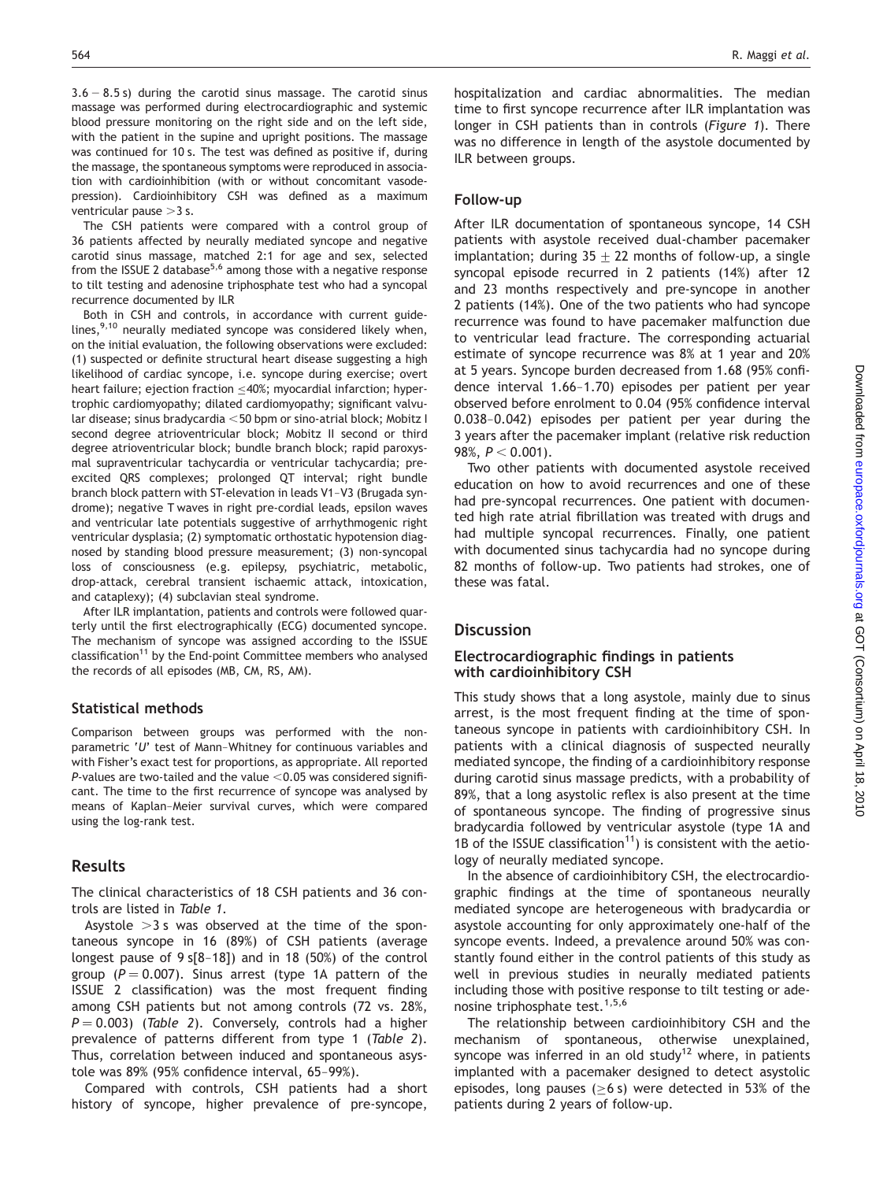3.6 − 8.5 s) during the carotid sinus massage. The carotid sinus massage was performed during electrocardiographic and systemic blood pressure monitoring on the right side and on the left side, with the patient in the supine and upright positions. The massage was continued for 10 s. The test was defined as positive if, during the massage, the spontaneous symptoms were reproduced in association with cardioinhibition (with or without concomitant vasodepression). Cardioinhibitory CSH was defined as a maximum ventricular pause >3 s.

The CSH patients were compared with a control group of 36 patients affected by neurally mediated syncope and negative carotid sinus massage, matched 2:1 for age and sex, selected from the ISSUE 2 database[5,6] among those with a negative response to tilt testing and adenosine triphosphate test who had a syncopal recurrence documented by ILR

Both in CSH and controls, in accordance with current guidelines,[9,10] neurally mediated syncope was considered likely when, on the initial evaluation, the following observations were excluded: (1) suspected or definite structural heart disease suggesting a high likelihood of cardiac syncope, i.e. syncope during exercise; overt heart failure; ejection fraction ≤40%; myocardial infarction; hypertrophic cardiomyopathy; dilated cardiomyopathy; significant valvular disease; sinus bradycardia <50 bpm or sino-atrial block; Mobitz I second degree atrioventricular block; Mobitz II second or third degree atrioventricular block; bundle branch block; rapid paroxysmal supraventricular tachycardia or ventricular tachycardia; pre-excited QRS complexes; prolonged QT interval; right bundle branch block pattern with ST-elevation in leads V1–V3 (Brugada syndrome); negative T waves in right pre-cordial leads, epsilon waves and ventricular late potentials suggestive of arrhythmogenic right ventricular dysplasia; (2) symptomatic orthostatic hypotension diagnosed by standing blood pressure measurement; (3) non-syncopal loss of consciousness (e.g. epilepsy, psychiatric, metabolic, drop-attack, cerebral transient ischaemic attack, intoxication, and cataplexy); (4) subclavian steal syndrome.

After ILR implantation, patients and controls were followed quarterly until the first electrographically (ECG) documented syncope. The mechanism of syncope was assigned according to the ISSUE classification[11] by the End-point Committee members who analysed the records of all episodes (MB, CM, RS, AM).

## Statistical methods

Comparison between groups was performed with the non-parametric '*U*' test of Mann–Whitney for continuous variables and with Fisher's exact test for proportions, as appropriate. All reported *P*-values are two-tailed and the value <0.05 was considered significant. The time to the first recurrence of syncope was analysed by means of Kaplan–Meier survival curves, which were compared using the log-rank test.

# Results

The clinical characteristics of 18 CSH patients and 36 controls are listed in *Table 1*.

Asystole >3 s was observed at the time of the spontaneous syncope in 16 (89%) of CSH patients (average longest pause of 9 s[8–18]) and in 18 (50%) of the control group ($P = 0.007$). Sinus arrest (type 1A pattern of the ISSUE 2 classification) was the most frequent finding among CSH patients but not among controls (72 vs. 28%, $P = 0.003$) (*Table 2*). Conversely, controls had a higher prevalence of patterns different from type 1 (*Table 2*). Thus, correlation between induced and spontaneous asystole was 89% (95% confidence interval, 65–99%).

Compared with controls, CSH patients had a short history of syncope, higher prevalence of pre-syncope, hospitalization and cardiac abnormalities. The median time to first syncope recurrence after ILR implantation was longer in CSH patients than in controls (*Figure 1*). There was no difference in length of the asystole documented by ILR between groups.

## Follow-up

After ILR documentation of spontaneous syncope, 14 CSH patients with asystole received dual-chamber pacemaker implantation; during 35 ± 22 months of follow-up, a single syncopal episode recurred in 2 patients (14%) after 12 and 23 months respectively and pre-syncope in another 2 patients (14%). One of the two patients who had syncope recurrence was found to have pacemaker malfunction due to ventricular lead fracture. The corresponding actuarial estimate of syncope recurrence was 8% at 1 year and 20% at 5 years. Syncope burden decreased from 1.68 (95% confidence interval 1.66–1.70) episodes per patient per year observed before enrolment to 0.04 (95% confidence interval 0.038–0.042) episodes per patient per year during the 3 years after the pacemaker implant (relative risk reduction 98%, $P < 0.001$).

Two other patients with documented asystole received education on how to avoid recurrences and one of these had pre-syncopal recurrences. One patient with documented high rate atrial fibrillation was treated with drugs and had multiple syncopal recurrences. Finally, one patient with documented sinus tachycardia had no syncope during 82 months of follow-up. Two patients had strokes, one of these was fatal.

# Discussion

## Electrocardiographic findings in patients with cardioinhibitory CSH

This study shows that a long asystole, mainly due to sinus arrest, is the most frequent finding at the time of spontaneous syncope in patients with cardioinhibitory CSH. In patients with a clinical diagnosis of suspected neurally mediated syncope, the finding of a cardioinhibitory response during carotid sinus massage predicts, with a probability of 89%, that a long asystolic reflex is also present at the time of spontaneous syncope. The finding of progressive sinus bradycardia followed by ventricular asystole (type 1A and 1B of the ISSUE classification[11]) is consistent with the aetiology of neurally mediated syncope.

In the absence of cardioinhibitory CSH, the electrocardiographic findings at the time of spontaneous neurally mediated syncope are heterogeneous with bradycardia or asystole accounting for only approximately one-half of the syncope events. Indeed, a prevalence around 50% was constantly found either in the control patients of this study as well in previous studies in neurally mediated patients including those with positive response to tilt testing or adenosine triphosphate test.[1,5,6]

The relationship between cardioinhibitory CSH and the mechanism of spontaneous, otherwise unexplained, syncope was inferred in an old study[12] where, in patients implanted with a pacemaker designed to detect asystolic episodes, long pauses (≥6 s) were detected in 53% of the patients during 2 years of follow-up.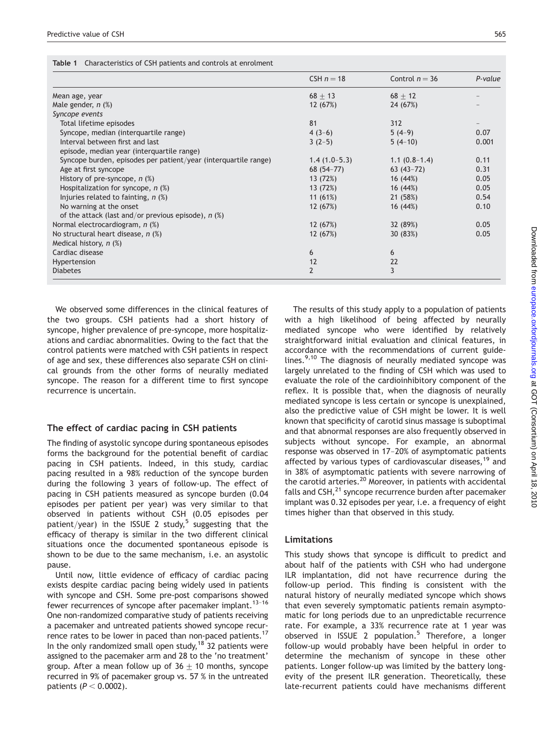Table 1 Characteristics of CSH patients and controls at enrolment

| | CSH $n = 18$ | Control $n = 36$ | P-value |
|---|---|---|---|
| Mean age, year | $68 \pm 13$ | $68 \pm 12$ | – |
| Male gender, n (%) | 12 (67%) | 24 (67%) | – |
| *Syncope events* | | | |
| Total lifetime episodes | 81 | 312 | – |
| Syncope, median (interquartile range) | 4 (3–6) | 5 (4–9) | 0.07 |
| Interval between first and last episode, median year (interquartile range) | 3 (2–5) | 5 (4–10) | 0.001 |
| Syncope burden, episodes per patient/year (interquartile range) | 1.4 (1.0–5.3) | 1.1 (0.8–1.4) | 0.11 |
| Age at first syncope | 68 (54–77) | 63 (43–72) | 0.31 |
| History of pre-syncope, n (%) | 13 (72%) | 16 (44%) | 0.05 |
| Hospitalization for syncope, n (%) | 13 (72%) | 16 (44%) | 0.05 |
| Injuries related to fainting, n (%) | 11 (61%) | 21 (58%) | 0.54 |
| No warning at the onset of the attack (last and/or previous episode), n (%) | 12 (67%) | 16 (44%) | 0.10 |
| Normal electrocardiogram, n (%) | 12 (67%) | 32 (89%) | 0.05 |
| No structural heart disease, n (%) | 12 (67%) | 30 (83%) | 0.05 |
| Medical history, n (%) | | | |
| Cardiac disease | 6 | 6 | |
| Hypertension | 12 | 22 | |
| Diabetes | 2 | 3 | |

We observed some differences in the clinical features of the two groups. CSH patients had a short history of syncope, higher prevalence of pre-syncope, more hospitalizations and cardiac abnormalities. Owing to the fact that the control patients were matched with CSH patients in respect of age and sex, these differences also separate CSH on clinical grounds from the other forms of neurally mediated syncope. The reason for a different time to first syncope recurrence is uncertain.

## The effect of cardiac pacing in CSH patients

The finding of asystolic syncope during spontaneous episodes forms the background for the potential benefit of cardiac pacing in CSH patients. Indeed, in this study, cardiac pacing resulted in a 98% reduction of the syncope burden during the following 3 years of follow-up. The effect of pacing in CSH patients measured as syncope burden (0.04 episodes per patient per year) was very similar to that observed in patients without CSH (0.05 episodes per patient/year) in the ISSUE 2 study,[5] suggesting that the efficacy of therapy is similar in the two different clinical situations once the documented spontaneous episode is shown to be due to the same mechanism, i.e. an asystolic pause.

Until now, little evidence of efficacy of cardiac pacing exists despite cardiac pacing being widely used in patients with syncope and CSH. Some pre-post comparisons showed fewer recurrences of syncope after pacemaker implant.[13–16] One non-randomized comparative study of patients receiving a pacemaker and untreated patients showed syncope recurrence rates to be lower in paced than non-paced patients.[17] In the only randomized small open study,[18] 32 patients were assigned to the pacemaker arm and 28 to the 'no treatment' group. After a mean follow up of $36 \pm 10$ months, syncope recurred in 9% of pacemaker group vs. 57 % in the untreated patients ($P < 0.0002$).

The results of this study apply to a population of patients with a high likelihood of being affected by neurally mediated syncope who were identified by relatively straightforward initial evaluation and clinical features, in accordance with the recommendations of current guidelines.[9,10] The diagnosis of neurally mediated syncope was largely unrelated to the finding of CSH which was used to evaluate the role of the cardioinhibitory component of the reflex. It is possible that, when the diagnosis of neurally mediated syncope is less certain or syncope is unexplained, also the predictive value of CSH might be lower. It is well known that specificity of carotid sinus massage is suboptimal and that abnormal responses are also frequently observed in subjects without syncope. For example, an abnormal response was observed in 17–20% of asymptomatic patients affected by various types of cardiovascular diseases,[19] and in 38% of asymptomatic patients with severe narrowing of the carotid arteries.[20] Moreover, in patients with accidental falls and CSH,[21] syncope recurrence burden after pacemaker implant was 0.32 episodes per year, i.e. a frequency of eight times higher than that observed in this study.

## Limitations

This study shows that syncope is difficult to predict and about half of the patients with CSH who had undergone ILR implantation, did not have recurrence during the follow-up period. This finding is consistent with the natural history of neurally mediated syncope which shows that even severely symptomatic patients remain asymptomatic for long periods due to an unpredictable recurrence rate. For example, a 33% recurrence rate at 1 year was observed in ISSUE 2 population.[5] Therefore, a longer follow-up would probably have been helpful in order to determine the mechanism of syncope in these other patients. Longer follow-up was limited by the battery longevity of the present ILR generation. Theoretically, these late-recurrent patients could have mechanisms different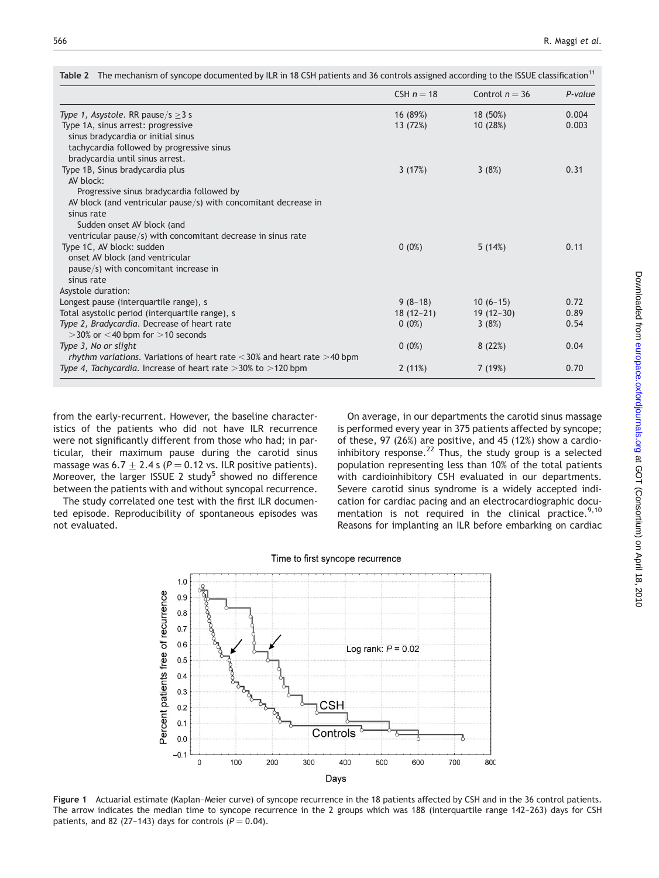**Table 2** The mechanism of syncope documented by ILR in 18 CSH patients and 36 controls assigned according to the ISSUE classification[11]

| | CSH $n = 18$ | Control $n = 36$ | *P*-value |
|---|---|---|---|
| *Type 1, Asystole.* RR pause/s $\geq$3 s | 16 (89%) | 18 (50%) | 0.004 |
| Type 1A, sinus arrest: progressive sinus bradycardia or initial sinus tachycardia followed by progressive sinus bradycardia until sinus arrest. | 13 (72%) | 10 (28%) | 0.003 |
| Type 1B, Sinus bradycardia plus AV block: Progressive sinus bradycardia followed by AV block (and ventricular pause/s) with concomitant decrease in sinus rate Sudden onset AV block (and ventricular pause/s) with concomitant decrease in sinus rate | 3 (17%) | 3 (8%) | 0.31 |
| Type 1C, AV block: sudden onset AV block (and ventricular pause/s) with concomitant increase in sinus rate | 0 (0%) | 5 (14%) | 0.11 |
| Asystole duration: | | | |
| Longest pause (interquartile range), s | 9 (8–18) | 10 (6–15) | 0.72 |
| Total asystolic period (interquartile range), s | 18 (12–21) | 19 (12–30) | 0.89 |
| *Type 2, Bradycardia.* Decrease of heart rate >30% or <40 bpm for >10 seconds | 0 (0%) | 3 (8%) | 0.54 |
| *Type 3, No or slight rhythm variations.* Variations of heart rate <30% and heart rate >40 bpm | 0 (0%) | 8 (22%) | 0.04 |
| *Type 4, Tachycardia.* Increase of heart rate >30% to >120 bpm | 2 (11%) | 7 (19%) | 0.70 |

from the early-recurrent. However, the baseline characteristics of the patients who did not have ILR recurrence were not significantly different from those who had; in particular, their maximum pause during the carotid sinus massage was 6.7 ± 2.4 s ($P = 0.12$ vs. ILR positive patients). Moreover, the larger ISSUE 2 study[5] showed no difference between the patients with and without syncopal recurrence.

The study correlated one test with the first ILR documented episode. Reproducibility of spontaneous episodes was not evaluated.

On average, in our departments the carotid sinus massage is performed every year in 375 patients affected by syncope; of these, 97 (26%) are positive, and 45 (12%) show a cardioinhibitory response.[22] Thus, the study group is a selected population representing less than 10% of the total patients with cardioinhibitory CSH evaluated in our departments. Severe carotid sinus syndrome is a widely accepted indication for cardiac pacing and an electrocardiographic documentation is not required in the clinical practice.[9,10] Reasons for implanting an ILR before embarking on cardiac

**Figure 1** Actuarial estimate (Kaplan–Meier curve) of syncope recurrence in the 18 patients affected by CSH and in the 36 control patients. The arrow indicates the median time to syncope recurrence in the 2 groups which was 188 (interquartile range 142–263) days for CSH patients, and 82 (27–143) days for controls ($P = 0.04$).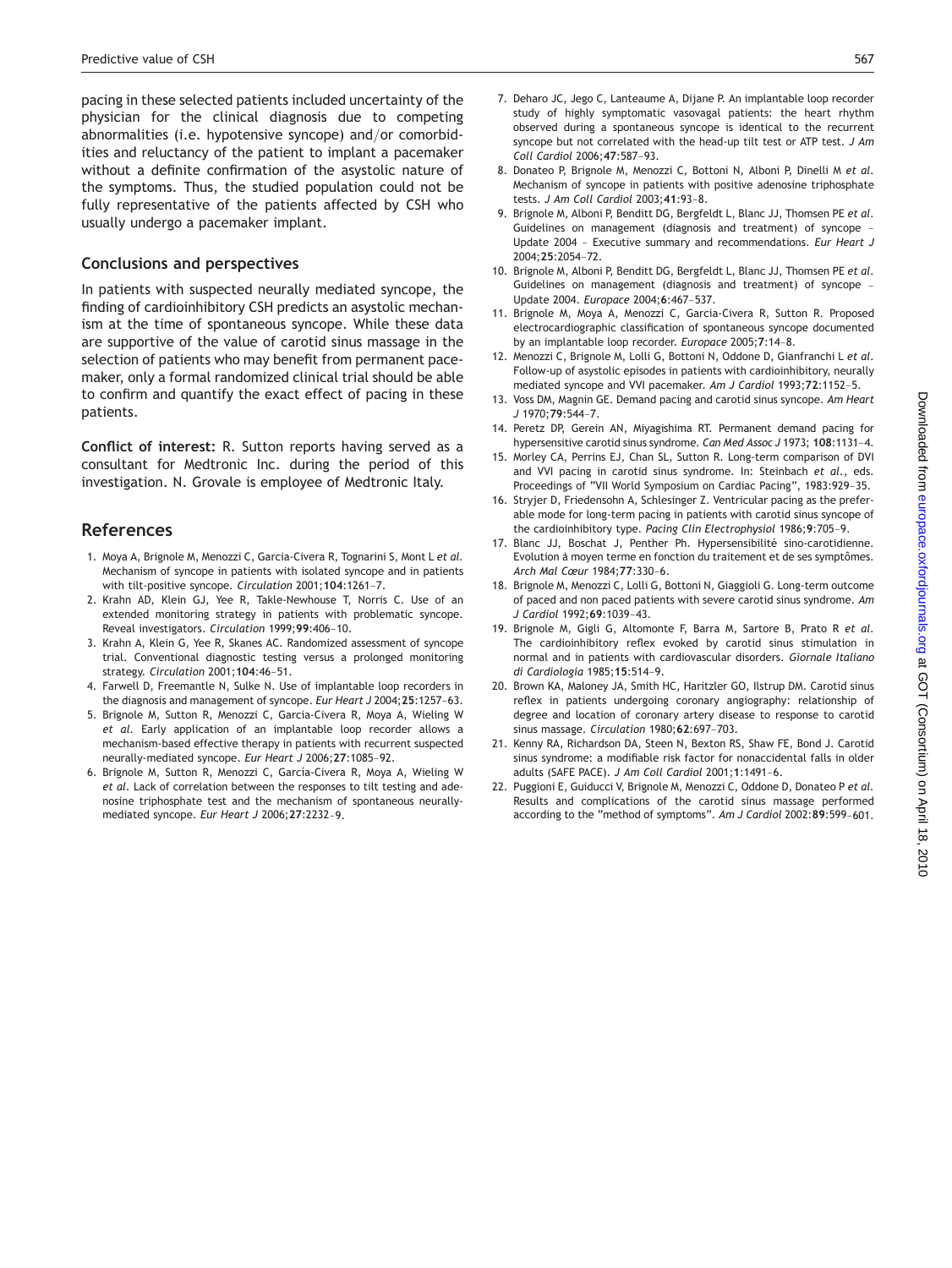pacing in these selected patients included uncertainty of the physician for the clinical diagnosis due to competing abnormalities (i.e. hypotensive syncope) and/or comorbidities and reluctancy of the patient to implant a pacemaker without a definite confirmation of the asystolic nature of the symptoms. Thus, the studied population could not be fully representative of the patients affected by CSH who usually undergo a pacemaker implant.

## Conclusions and perspectives

In patients with suspected neurally mediated syncope, the finding of cardioinhibitory CSH predicts an asystolic mechanism at the time of spontaneous syncope. While these data are supportive of the value of carotid sinus massage in the selection of patients who may benefit from permanent pacemaker, only a formal randomized clinical trial should be able to confirm and quantify the exact effect of pacing in these patients.

**Conflict of interest:** R. Sutton reports having served as a consultant for Medtronic Inc. during the period of this investigation. N. Grovale is employee of Medtronic Italy.

## References

1. Moya A, Brignole M, Menozzi C, Garcia-Civera R, Tognarini S, Mont L *et al.* Mechanism of syncope in patients with isolated syncope and in patients with tilt-positive syncope. *Circulation* 2001;**104**:1261–7.
2. Krahn AD, Klein GJ, Yee R, Takle-Newhouse T, Norris C. Use of an extended monitoring strategy in patients with problematic syncope. Reveal investigators. *Circulation* 1999;**99**:406–10.
3. Krahn A, Klein G, Yee R, Skanes AC. Randomized assessment of syncope trial. Conventional diagnostic testing versus a prolonged monitoring strategy. *Circulation* 2001;**104**:46–51.
4. Farwell D, Freemantle N, Sulke N. Use of implantable loop recorders in the diagnosis and management of syncope. *Eur Heart J* 2004;**25**:1257–63.
5. Brignole M, Sutton R, Menozzi C, Garcia-Civera R, Moya A, Wieling W *et al.* Early application of an implantable loop recorder allows a mechanism-based effective therapy in patients with recurrent suspected neurally-mediated syncope. *Eur Heart J* 2006;**27**:1085–92.
6. Brignole M, Sutton R, Menozzi C, García-Civera R, Moya A, Wieling W *et al.* Lack of correlation between the responses to tilt testing and adenosine triphosphate test and the mechanism of spontaneous neurally-mediated syncope. *Eur Heart J* 2006;**27**:2232–9.
7. Deharo JC, Jego C, Lanteaume A, Dijane P. An implantable loop recorder study of highly symptomatic vasovagal patients: the heart rhythm observed during a spontaneous syncope is identical to the recurrent syncope but not correlated with the head-up tilt test or ATP test. *J Am Coll Cardiol* 2006;**47**:587–93.
8. Donateo P, Brignole M, Menozzi C, Bottoni N, Alboni P, Dinelli M *et al.* Mechanism of syncope in patients with positive adenosine triphosphate tests. *J Am Coll Cardiol* 2003;**41**:93–8.
9. Brignole M, Alboni P, Benditt DG, Bergfeldt L, Blanc JJ, Thomsen PE *et al.* Guidelines on management (diagnosis and treatment) of syncope – Update 2004 – Executive summary and recommendations. *Eur Heart J* 2004;**25**:2054–72.
10. Brignole M, Alboni P, Benditt DG, Bergfeldt L, Blanc JJ, Thomsen PE *et al.* Guidelines on management (diagnosis and treatment) of syncope – Update 2004. *Europace* 2004;**6**:467–537.
11. Brignole M, Moya A, Menozzi C, Garcia-Civera R, Sutton R. Proposed electrocardiographic classification of spontaneous syncope documented by an implantable loop recorder. *Europace* 2005;**7**:14–8.
12. Menozzi C, Brignole M, Lolli G, Bottoni N, Oddone D, Gianfranchi L *et al.* Follow-up of asystolic episodes in patients with cardioinhibitory, neurally mediated syncope and VVI pacemaker. *Am J Cardiol* 1993;**72**:1152–5.
13. Voss DM, Magnin GE. Demand pacing and carotid sinus syncope. *Am Heart J* 1970;**79**:544–7.
14. Peretz DP, Gerein AN, Miyagishima RT. Permanent demand pacing for hypersensitive carotid sinus syndrome. *Can Med Assoc J* 1973; **108**:1131–4.
15. Morley CA, Perrins EJ, Chan SL, Sutton R. Long-term comparison of DVI and VVI pacing in carotid sinus syndrome. In: Steinbach *et al.*, eds. Proceedings of "VII World Symposium on Cardiac Pacing", 1983:929–35.
16. Stryjer D, Friedensohn A, Schlesinger Z. Ventricular pacing as the preferable mode for long-term pacing in patients with carotid sinus syncope of the cardioinhibitory type. *Pacing Clin Electrophysiol* 1986;**9**:705–9.
17. Blanc JJ, Boschat J, Penther Ph. Hypersensibilité sino-carotidienne. Evolution à moyen terme en fonction du traitement et de ses symptômes. *Arch Mal Cœur* 1984;**77**:330–6.
18. Brignole M, Menozzi C, Lolli G, Bottoni N, Giaggioli G. Long-term outcome of paced and non paced patients with severe carotid sinus syndrome. *Am J Cardiol* 1992;**69**:1039–43.
19. Brignole M, Gigli G, Altomonte F, Barra M, Sartore B, Prato R *et al.* The cardioinhibitory reflex evoked by carotid sinus stimulation in normal and in patients with cardiovascular disorders. *Giornale Italiano di Cardiologia* 1985;**15**:514–9.
20. Brown KA, Maloney JA, Smith HC, Haritzler GO, Ilstrup DM. Carotid sinus reflex in patients undergoing coronary angiography: relationship of degree and location of coronary artery disease to response to carotid sinus massage. *Circulation* 1980;**62**:697–703.
21. Kenny RA, Richardson DA, Steen N, Bexton RS, Shaw FE, Bond J. Carotid sinus syndrome: a modifiable risk factor for nonaccidental falls in older adults (SAFE PACE). *J Am Coll Cardiol* 2001;**1**:1491–6.
22. Puggioni E, Guiducci V, Brignole M, Menozzi C, Oddone D, Donateo P *et al.* Results and complications of the carotid sinus massage performed according to the "method of symptoms". *Am J Cardiol* 2002:**89**:599–601.